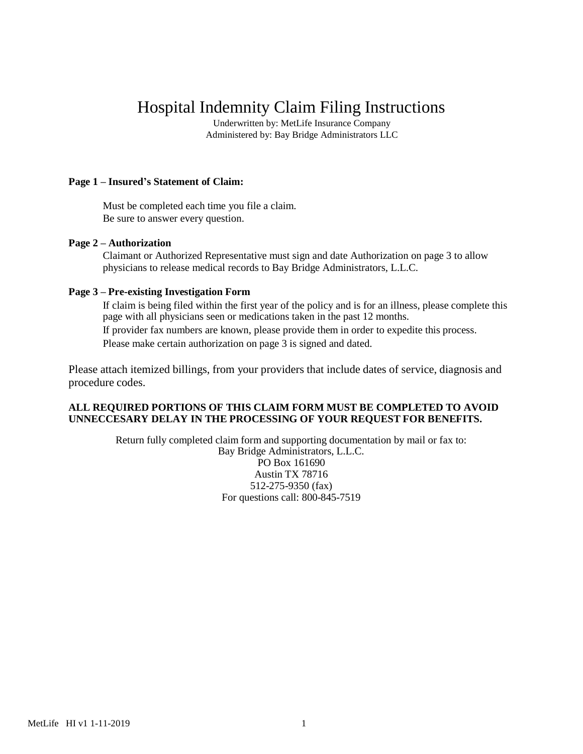# Hospital Indemnity Claim Filing Instructions

Underwritten by: MetLife Insurance Company
Administered by: Bay Bridge Administrators LLC

**Page 1 – Insured's Statement of Claim:**

Must be completed each time you file a claim.
Be sure to answer every question.

**Page 2 – Authorization**

Claimant or Authorized Representative must sign and date Authorization on page 3 to allow physicians to release medical records to Bay Bridge Administrators, L.L.C.

**Page 3 – Pre-existing Investigation Form**

If claim is being filed within the first year of the policy and is for an illness, please complete this page with all physicians seen or medications taken in the past 12 months.

If provider fax numbers are known, please provide them in order to expedite this process.

Please make certain authorization on page 3 is signed and dated.

Please attach itemized billings, from your providers that include dates of service, diagnosis and procedure codes.

**ALL REQUIRED PORTIONS OF THIS CLAIM FORM MUST BE COMPLETED TO AVOID UNNECCESARY DELAY IN THE PROCESSING OF YOUR REQUEST FOR BENEFITS.**

Return fully completed claim form and supporting documentation by mail or fax to:
Bay Bridge Administrators, L.L.C.
PO Box 161690
Austin TX 78716
512-275-9350 (fax)
For questions call: 800-845-7519

MetLife HI v1 1-11-2019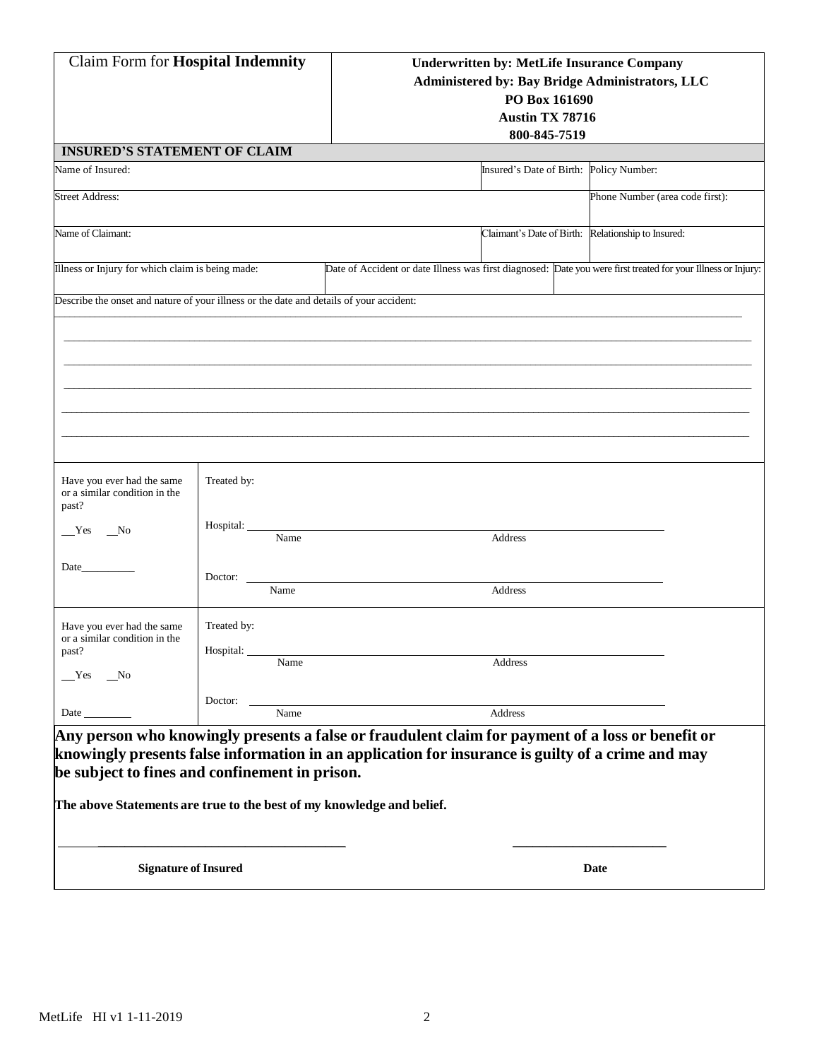| Claim Form for **Hospital Indemnity** | **Underwritten by: MetLife Insurance Company**<br>**Administered by: Bay Bridge Administrators, LLC**<br>**PO Box 161690**<br>**Austin TX 78716**<br>**800-845-7519** |
|---|---|

**INSURED'S STATEMENT OF CLAIM**

| Name of Insured: | Insured's Date of Birth: | Policy Number: |
|---|---|---|
| Street Address: | | Phone Number (area code first): |
| Name of Claimant: | Claimant's Date of Birth: | Relationship to Insured: |

| Illness or Injury for which claim is being made: | Date of Accident or date Illness was first diagnosed: | Date you were first treated for your Illness or Injury: |
|---|---|---|

Describe the onset and nature of your illness or the date and details of your accident:

______________________________________________________________________________

______________________________________________________________________________

______________________________________________________________________________

______________________________________________________________________________

______________________________________________________________________________

______________________________________________________________________________

| Have you ever had the same or a similar condition in the past?<br>__Yes __No<br>Date__________ | Treated by:<br>Hospital: ______________________________________<br>Name Address<br>Doctor: ______________________________________<br>Name Address |
|---|---|
| Have you ever had the same or a similar condition in the past?<br>__Yes __No<br>Date ________ | Treated by:<br>Hospital: ______________________________________<br>Name Address<br>Doctor: ______________________________________<br>Name Address |

**Any person who knowingly presents a false or fraudulent claim for payment of a loss or benefit or knowingly presents false information in an application for insurance is guilty of a crime and may be subject to fines and confinement in prison.**

**The above Statements are true to the best of my knowledge and belief.**

______________________________________ ________________________

**Signature of Insured** **Date**

MetLife HI v1 1-11-2019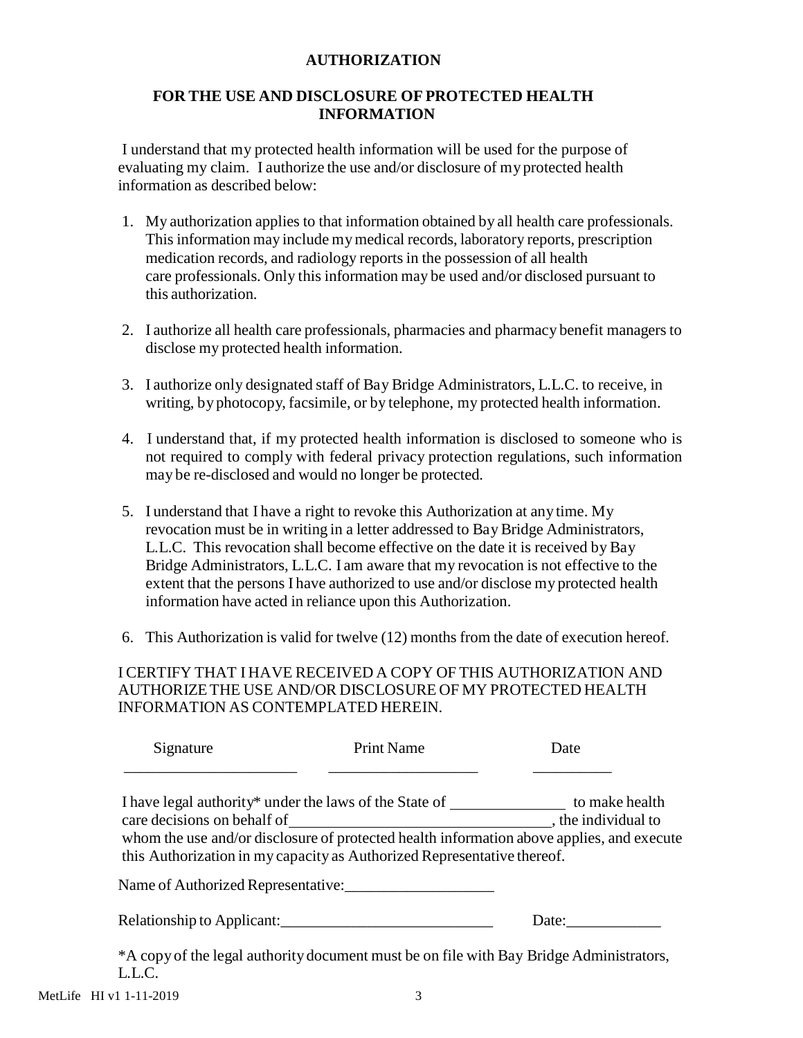# AUTHORIZATION

## FOR THE USE AND DISCLOSURE OF PROTECTED HEALTH INFORMATION

I understand that my protected health information will be used for the purpose of evaluating my claim. I authorize the use and/or disclosure of my protected health information as described below:

1. My authorization applies to that information obtained by all health care professionals. This information may include my medical records, laboratory reports, prescription medication records, and radiology reports in the possession of all health care professionals. Only this information may be used and/or disclosed pursuant to this authorization.

2. I authorize all health care professionals, pharmacies and pharmacy benefit managers to disclose my protected health information.

3. I authorize only designated staff of Bay Bridge Administrators, L.L.C. to receive, in writing, by photocopy, facsimile, or by telephone, my protected health information.

4. I understand that, if my protected health information is disclosed to someone who is not required to comply with federal privacy protection regulations, such information may be re-disclosed and would no longer be protected.

5. I understand that I have a right to revoke this Authorization at any time. My revocation must be in writing in a letter addressed to Bay Bridge Administrators, L.L.C. This revocation shall become effective on the date it is received by Bay Bridge Administrators, L.L.C. I am aware that my revocation is not effective to the extent that the persons I have authorized to use and/or disclose my protected health information have acted in reliance upon this Authorization.

6. This Authorization is valid for twelve (12) months from the date of execution hereof.

I CERTIFY THAT I HAVE RECEIVED A COPY OF THIS AUTHORIZATION AND AUTHORIZE THE USE AND/OR DISCLOSURE OF MY PROTECTED HEALTH INFORMATION AS CONTEMPLATED HEREIN.

| Signature | Print Name | Date |
|---|---|---|
| ______________________ | ___________________ | __________ |

I have legal authority* under the laws of the State of ______________ to make health care decisions on behalf of________________________________, the individual to whom the use and/or disclosure of protected health information above applies, and execute this Authorization in my capacity as Authorized Representative thereof.

Name of Authorized Representative:___________________

Relationship to Applicant:___________________________ Date:____________

*A copy of the legal authority document must be on file with Bay Bridge Administrators, L.L.C.

MetLife HI v1 1-11-2019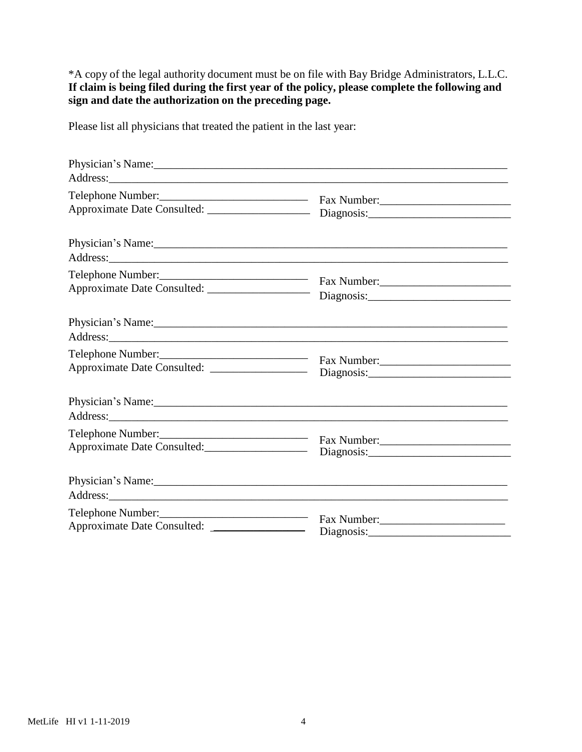*A copy of the legal authority document must be on file with Bay Bridge Administrators, L.L.C.
**If claim is being filed during the first year of the policy, please complete the following and sign and date the authorization on the preceding page.**

Please list all physicians that treated the patient in the last year:

Physician's Name:_______________________________________________________________
Address:_______________________________________________________________________
Telephone Number:__________________________ Fax Number:_______________________
Approximate Date Consulted: __________________ Diagnosis:_________________________

Physician's Name:_______________________________________________________________
Address:_______________________________________________________________________
Telephone Number:__________________________ Fax Number:_______________________
Approximate Date Consulted: __________________ Diagnosis:_________________________

Physician's Name:_______________________________________________________________
Address:_______________________________________________________________________
Telephone Number:__________________________ Fax Number:_______________________
Approximate Date Consulted: __________________ Diagnosis:_________________________

Physician's Name:_______________________________________________________________
Address:_______________________________________________________________________
Telephone Number:__________________________ Fax Number:_______________________
Approximate Date Consulted:__________________ Diagnosis:_________________________

Physician's Name:_______________________________________________________________
Address:_______________________________________________________________________
Telephone Number:__________________________ Fax Number:_______________________
Approximate Date Consulted: __________________ Diagnosis:_________________________

MetLife HI v1 1-11-2019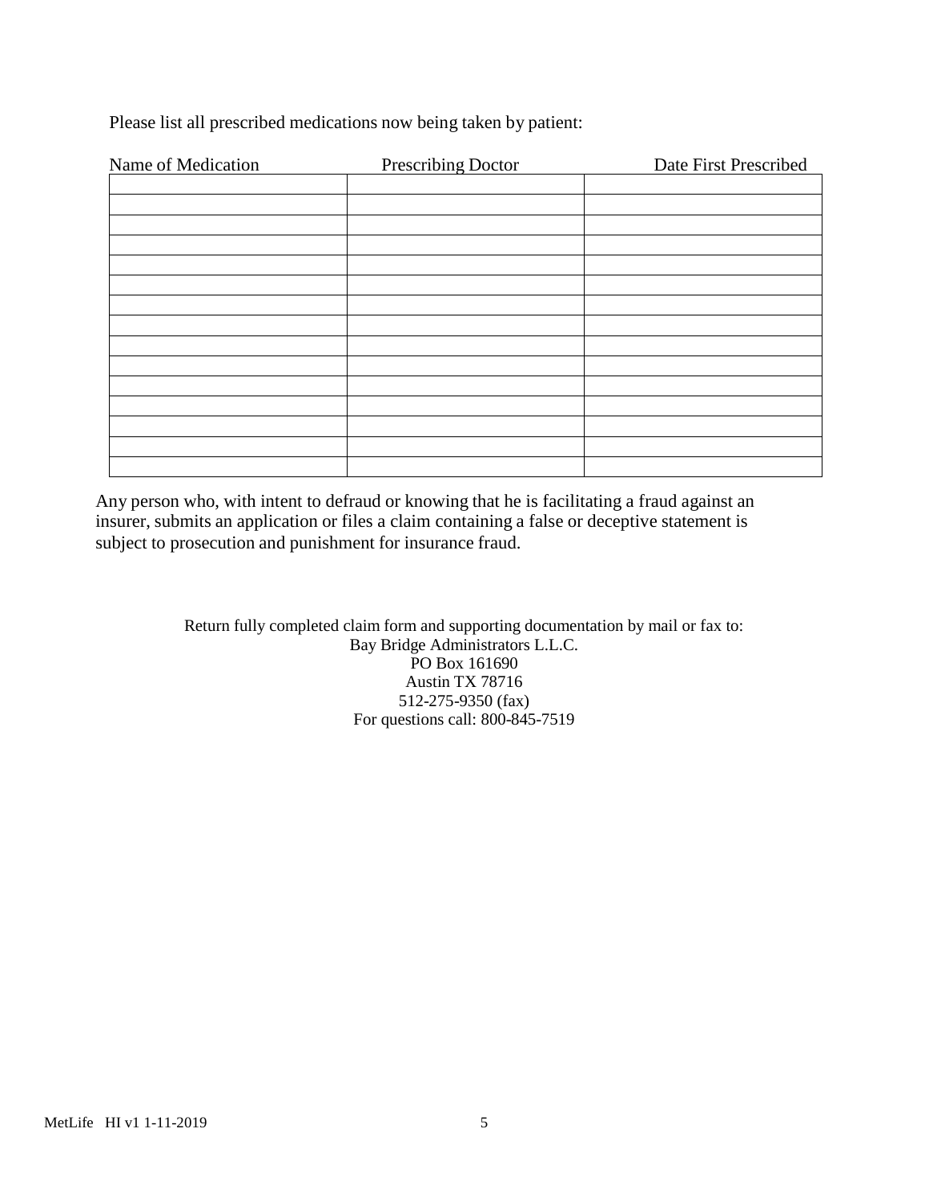Please list all prescribed medications now being taken by patient:

| Name of Medication | Prescribing Doctor | Date First Prescribed |
|---|---|---|
| | | |
| | | |
| | | |
| | | |
| | | |
| | | |
| | | |
| | | |
| | | |
| | | |
| | | |
| | | |
| | | |
| | | |
| | | |

Any person who, with intent to defraud or knowing that he is facilitating a fraud against an insurer, submits an application or files a claim containing a false or deceptive statement is subject to prosecution and punishment for insurance fraud.

Return fully completed claim form and supporting documentation by mail or fax to:
Bay Bridge Administrators L.L.C.
PO Box 161690
Austin TX 78716
512-275-9350 (fax)
For questions call: 800-845-7519

MetLife HI v1 1-11-2019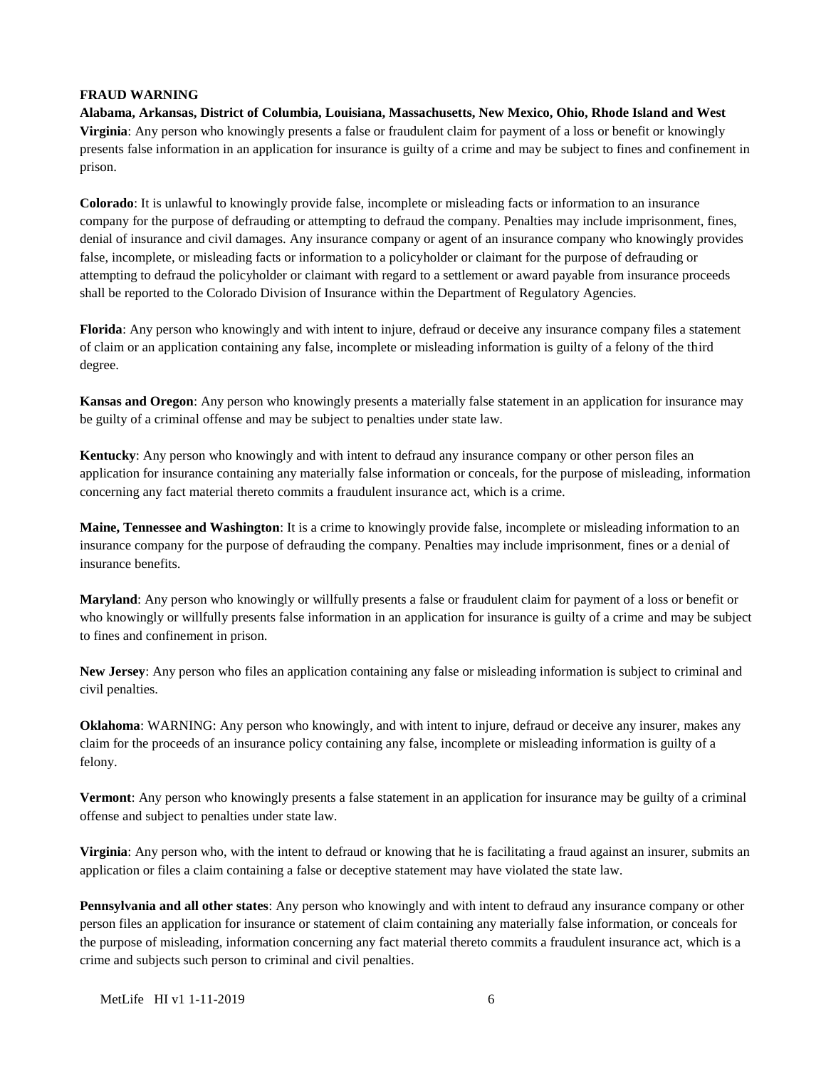**FRAUD WARNING**

**Alabama, Arkansas, District of Columbia, Louisiana, Massachusetts, New Mexico, Ohio, Rhode Island and West Virginia**: Any person who knowingly presents a false or fraudulent claim for payment of a loss or benefit or knowingly presents false information in an application for insurance is guilty of a crime and may be subject to fines and confinement in prison.

**Colorado**: It is unlawful to knowingly provide false, incomplete or misleading facts or information to an insurance company for the purpose of defrauding or attempting to defraud the company. Penalties may include imprisonment, fines, denial of insurance and civil damages. Any insurance company or agent of an insurance company who knowingly provides false, incomplete, or misleading facts or information to a policyholder or claimant for the purpose of defrauding or attempting to defraud the policyholder or claimant with regard to a settlement or award payable from insurance proceeds shall be reported to the Colorado Division of Insurance within the Department of Regulatory Agencies.

**Florida**: Any person who knowingly and with intent to injure, defraud or deceive any insurance company files a statement of claim or an application containing any false, incomplete or misleading information is guilty of a felony of the third degree.

**Kansas and Oregon**: Any person who knowingly presents a materially false statement in an application for insurance may be guilty of a criminal offense and may be subject to penalties under state law.

**Kentucky**: Any person who knowingly and with intent to defraud any insurance company or other person files an application for insurance containing any materially false information or conceals, for the purpose of misleading, information concerning any fact material thereto commits a fraudulent insurance act, which is a crime.

**Maine, Tennessee and Washington**: It is a crime to knowingly provide false, incomplete or misleading information to an insurance company for the purpose of defrauding the company. Penalties may include imprisonment, fines or a denial of insurance benefits.

**Maryland**: Any person who knowingly or willfully presents a false or fraudulent claim for payment of a loss or benefit or who knowingly or willfully presents false information in an application for insurance is guilty of a crime and may be subject to fines and confinement in prison.

**New Jersey**: Any person who files an application containing any false or misleading information is subject to criminal and civil penalties.

**Oklahoma**: WARNING: Any person who knowingly, and with intent to injure, defraud or deceive any insurer, makes any claim for the proceeds of an insurance policy containing any false, incomplete or misleading information is guilty of a felony.

**Vermont**: Any person who knowingly presents a false statement in an application for insurance may be guilty of a criminal offense and subject to penalties under state law.

**Virginia**: Any person who, with the intent to defraud or knowing that he is facilitating a fraud against an insurer, submits an application or files a claim containing a false or deceptive statement may have violated the state law.

**Pennsylvania and all other states**: Any person who knowingly and with intent to defraud any insurance company or other person files an application for insurance or statement of claim containing any materially false information, or conceals for the purpose of misleading, information concerning any fact material thereto commits a fraudulent insurance act, which is a crime and subjects such person to criminal and civil penalties.

MetLife HI v1 1-11-2019